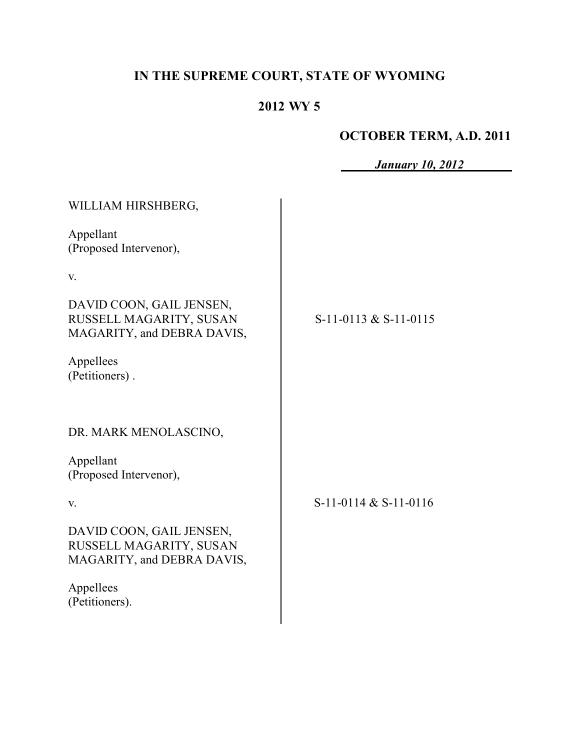# IN THE SUPREME COURT, STATE OF WYOMING

## 2012 WY 5

**OCTOBER TERM, A.D. 2011**

***January 10, 2012***

| | |
|---|---|
| WILLIAM HIRSHBERG,<br><br>Appellant<br>(Proposed Intervenor),<br><br>v.<br><br>DAVID COON, GAIL JENSEN, RUSSELL MAGARITY, SUSAN MAGARITY, and DEBRA DAVIS,<br><br>Appellees<br>(Petitioners) . | S-11-0113 & S-11-0115 |
| DR. MARK MENOLASCINO,<br><br>Appellant<br>(Proposed Intervenor),<br><br>v.<br><br>DAVID COON, GAIL JENSEN, RUSSELL MAGARITY, SUSAN MAGARITY, and DEBRA DAVIS,<br><br>Appellees<br>(Petitioners). | S-11-0114 & S-11-0116 |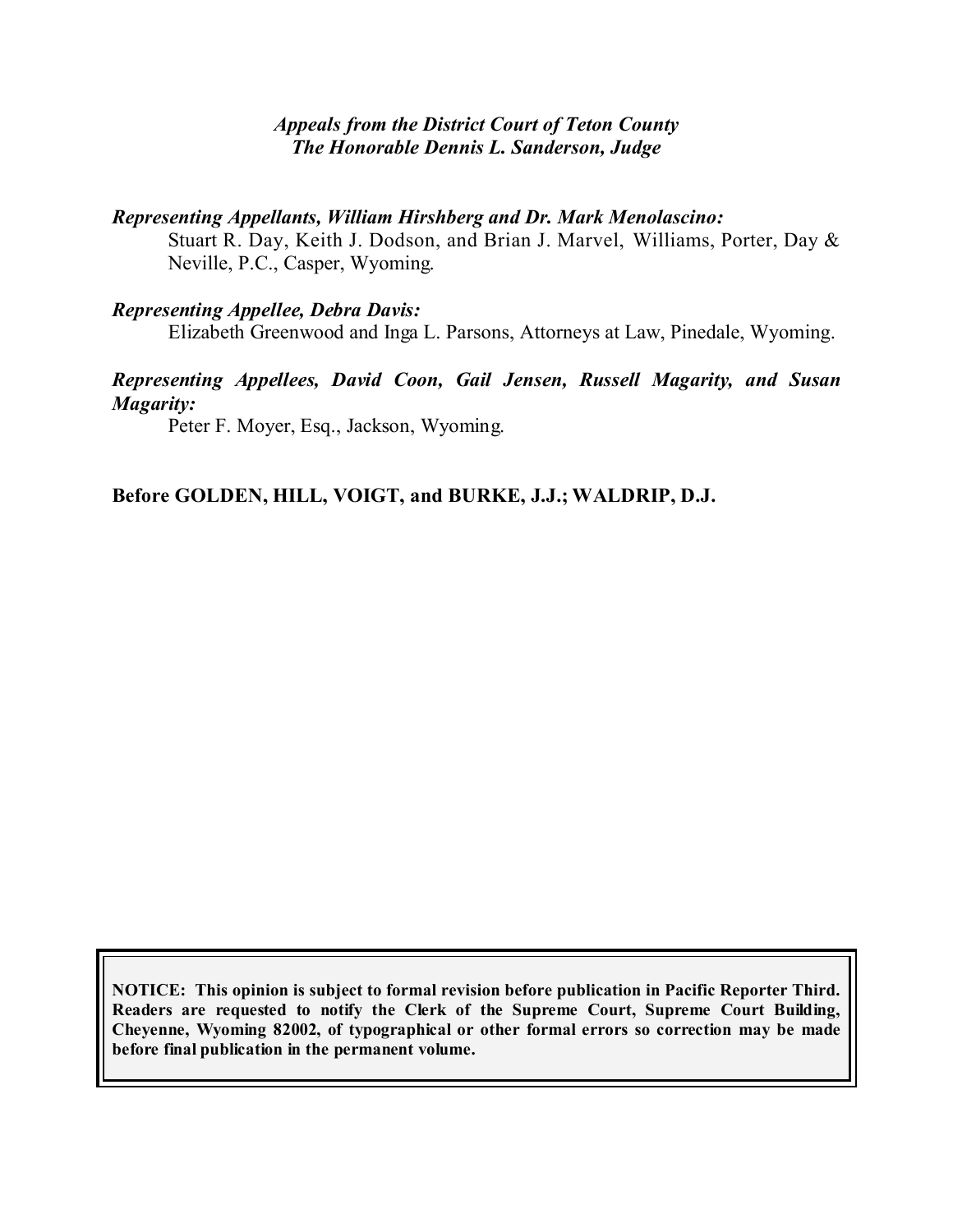*Appeals from the District Court of Teton County*
*The Honorable Dennis L. Sanderson, Judge*

***Representing Appellants, William Hirshberg and Dr. Mark Menolascino:***
Stuart R. Day, Keith J. Dodson, and Brian J. Marvel, Williams, Porter, Day & Neville, P.C., Casper, Wyoming.

***Representing Appellee, Debra Davis:***
Elizabeth Greenwood and Inga L. Parsons, Attorneys at Law, Pinedale, Wyoming.

***Representing Appellees, David Coon, Gail Jensen, Russell Magarity, and Susan Magarity:***
Peter F. Moyer, Esq., Jackson, Wyoming.

**Before GOLDEN, HILL, VOIGT, and BURKE, J.J.; WALDRIP, D.J.**

**NOTICE: This opinion is subject to formal revision before publication in Pacific Reporter Third. Readers are requested to notify the Clerk of the Supreme Court, Supreme Court Building, Cheyenne, Wyoming 82002, of typographical or other formal errors so correction may be made before final publication in the permanent volume.**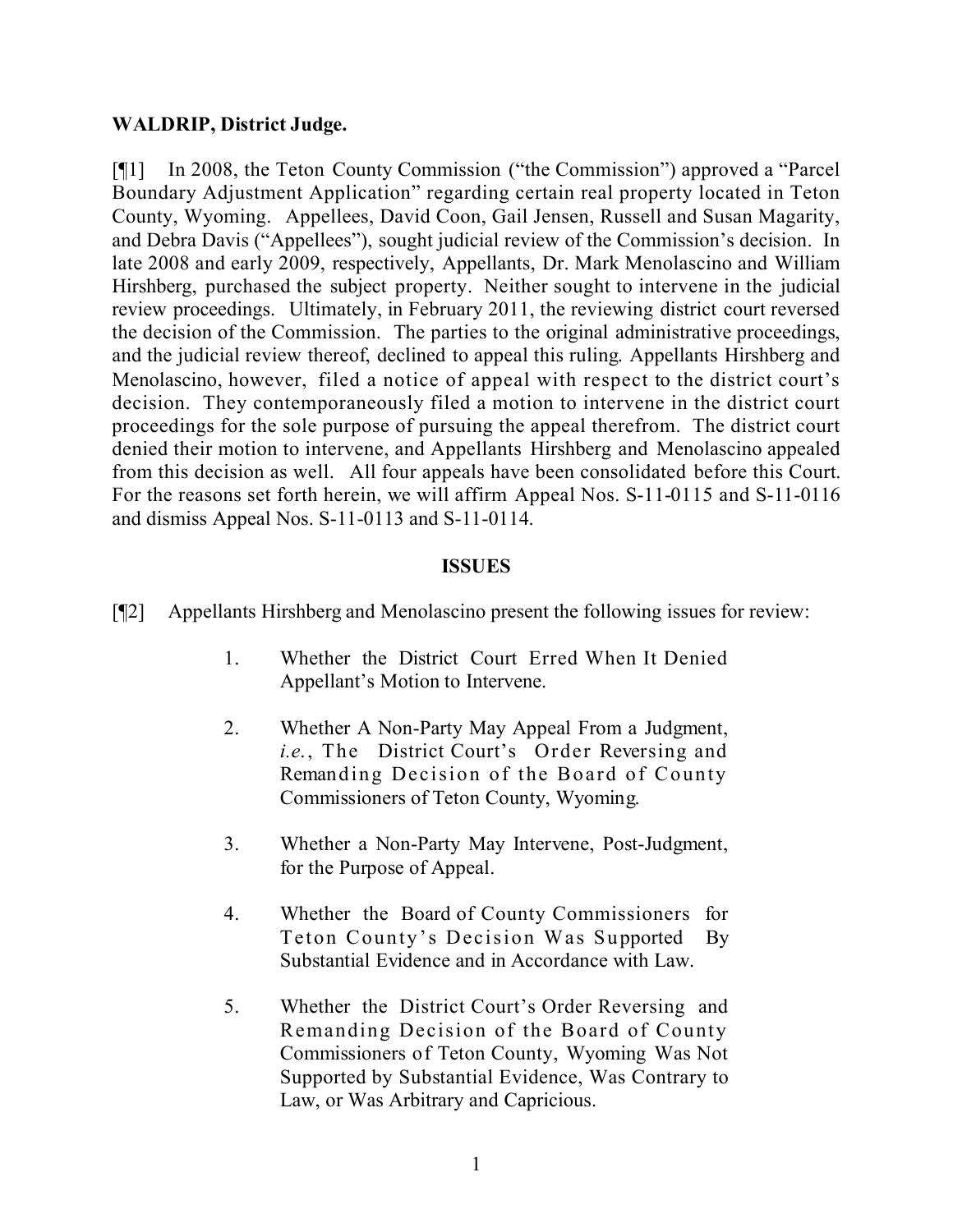**WALDRIP, District Judge.**

[¶1] In 2008, the Teton County Commission ("the Commission") approved a "Parcel Boundary Adjustment Application" regarding certain real property located in Teton County, Wyoming. Appellees, David Coon, Gail Jensen, Russell and Susan Magarity, and Debra Davis ("Appellees"), sought judicial review of the Commission's decision. In late 2008 and early 2009, respectively, Appellants, Dr. Mark Menolascino and William Hirshberg, purchased the subject property. Neither sought to intervene in the judicial review proceedings. Ultimately, in February 2011, the reviewing district court reversed the decision of the Commission. The parties to the original administrative proceedings, and the judicial review thereof, declined to appeal this ruling. Appellants Hirshberg and Menolascino, however, filed a notice of appeal with respect to the district court's decision. They contemporaneously filed a motion to intervene in the district court proceedings for the sole purpose of pursuing the appeal therefrom. The district court denied their motion to intervene, and Appellants Hirshberg and Menolascino appealed from this decision as well. All four appeals have been consolidated before this Court. For the reasons set forth herein, we will affirm Appeal Nos. S-11-0115 and S-11-0116 and dismiss Appeal Nos. S-11-0113 and S-11-0114.

## ISSUES

[¶2] Appellants Hirshberg and Menolascino present the following issues for review:

1. Whether the District Court Erred When It Denied Appellant's Motion to Intervene.

2. Whether A Non-Party May Appeal From a Judgment, *i.e.*, The District Court's Order Reversing and Remanding Decision of the Board of County Commissioners of Teton County, Wyoming.

3. Whether a Non-Party May Intervene, Post-Judgment, for the Purpose of Appeal.

4. Whether the Board of County Commissioners for Teton County's Decision Was Supported By Substantial Evidence and in Accordance with Law.

5. Whether the District Court's Order Reversing and Remanding Decision of the Board of County Commissioners of Teton County, Wyoming Was Not Supported by Substantial Evidence, Was Contrary to Law, or Was Arbitrary and Capricious.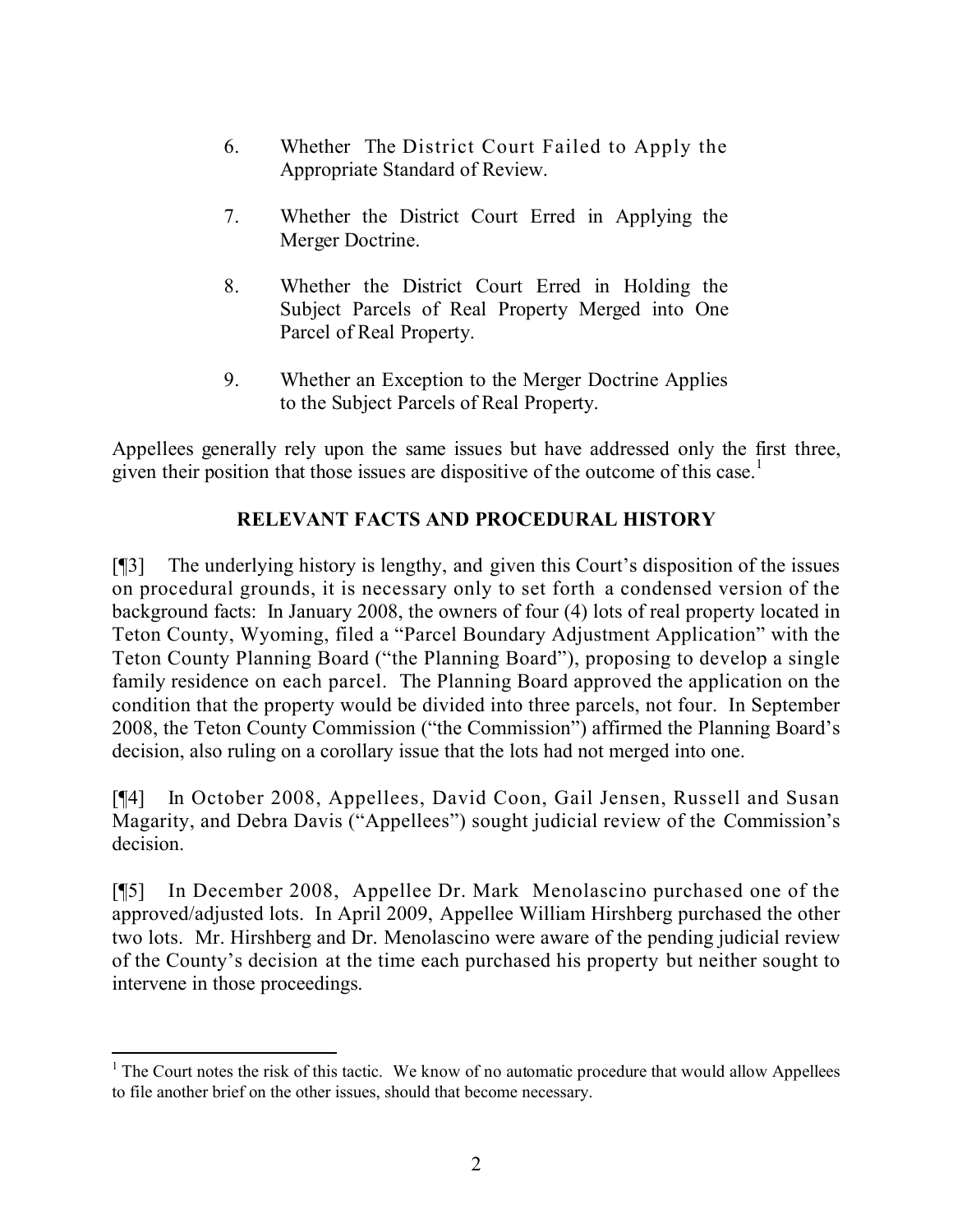6. Whether The District Court Failed to Apply the Appropriate Standard of Review.

7. Whether the District Court Erred in Applying the Merger Doctrine.

8. Whether the District Court Erred in Holding the Subject Parcels of Real Property Merged into One Parcel of Real Property.

9. Whether an Exception to the Merger Doctrine Applies to the Subject Parcels of Real Property.

Appellees generally rely upon the same issues but have addressed only the first three, given their position that those issues are dispositive of the outcome of this case.[1]

## RELEVANT FACTS AND PROCEDURAL HISTORY

[¶3] The underlying history is lengthy, and given this Court's disposition of the issues on procedural grounds, it is necessary only to set forth a condensed version of the background facts: In January 2008, the owners of four (4) lots of real property located in Teton County, Wyoming, filed a "Parcel Boundary Adjustment Application" with the Teton County Planning Board ("the Planning Board"), proposing to develop a single family residence on each parcel. The Planning Board approved the application on the condition that the property would be divided into three parcels, not four. In September 2008, the Teton County Commission ("the Commission") affirmed the Planning Board's decision, also ruling on a corollary issue that the lots had not merged into one.

[¶4] In October 2008, Appellees, David Coon, Gail Jensen, Russell and Susan Magarity, and Debra Davis ("Appellees") sought judicial review of the Commission's decision.

[¶5] In December 2008, Appellee Dr. Mark Menolascino purchased one of the approved/adjusted lots. In April 2009, Appellee William Hirshberg purchased the other two lots. Mr. Hirshberg and Dr. Menolascino were aware of the pending judicial review of the County's decision at the time each purchased his property but neither sought to intervene in those proceedings.

---

[1] The Court notes the risk of this tactic. We know of no automatic procedure that would allow Appellees to file another brief on the other issues, should that become necessary.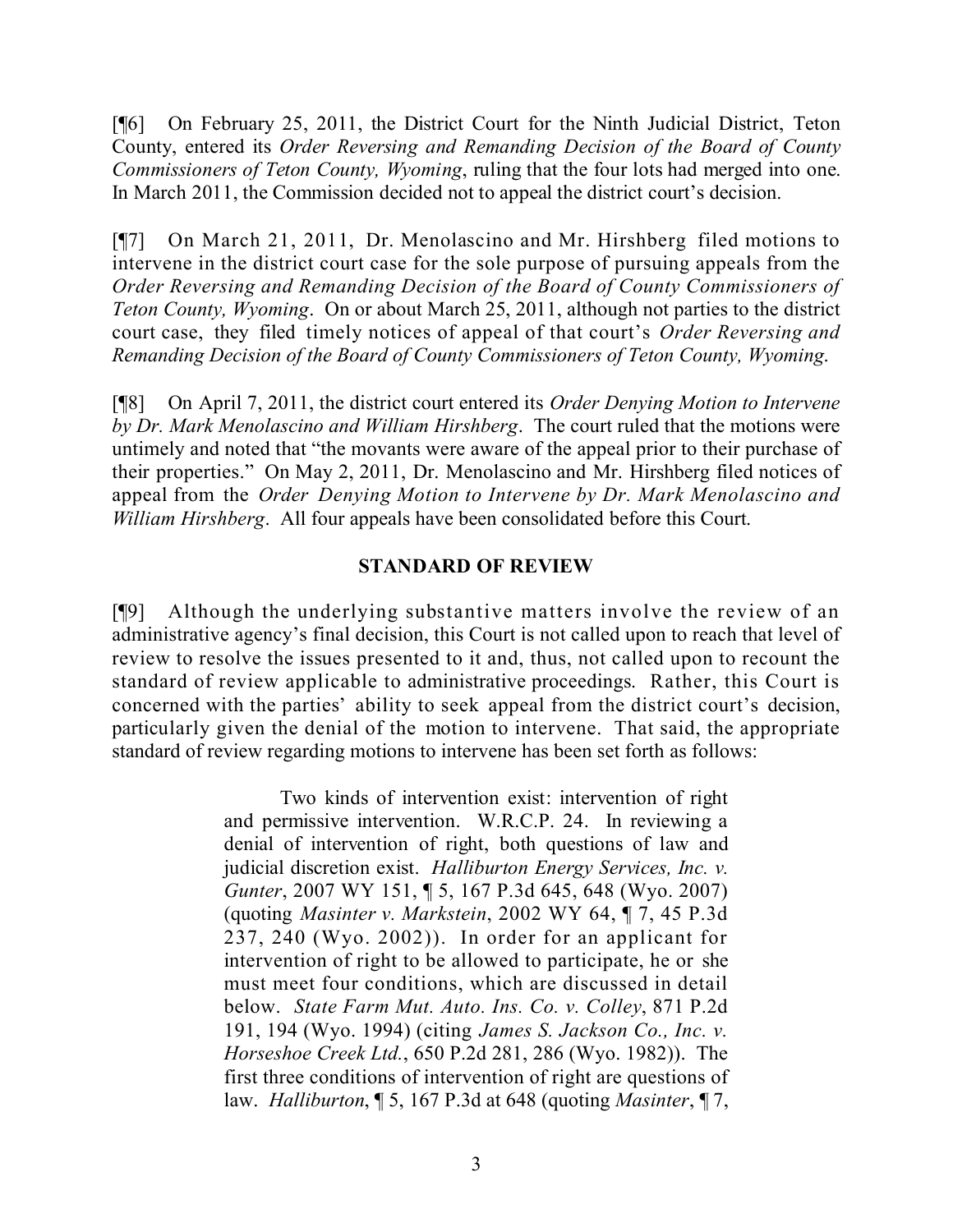[¶6] On February 25, 2011, the District Court for the Ninth Judicial District, Teton County, entered its *Order Reversing and Remanding Decision of the Board of County Commissioners of Teton County, Wyoming*, ruling that the four lots had merged into one. In March 2011, the Commission decided not to appeal the district court's decision.

[¶7] On March 21, 2011, Dr. Menolascino and Mr. Hirshberg filed motions to intervene in the district court case for the sole purpose of pursuing appeals from the *Order Reversing and Remanding Decision of the Board of County Commissioners of Teton County, Wyoming*. On or about March 25, 2011, although not parties to the district court case, they filed timely notices of appeal of that court's *Order Reversing and Remanding Decision of the Board of County Commissioners of Teton County, Wyoming*.

[¶8] On April 7, 2011, the district court entered its *Order Denying Motion to Intervene by Dr. Mark Menolascino and William Hirshberg*. The court ruled that the motions were untimely and noted that "the movants were aware of the appeal prior to their purchase of their properties." On May 2, 2011, Dr. Menolascino and Mr. Hirshberg filed notices of appeal from the *Order Denying Motion to Intervene by Dr. Mark Menolascino and William Hirshberg*. All four appeals have been consolidated before this Court.

## STANDARD OF REVIEW

[¶9] Although the underlying substantive matters involve the review of an administrative agency's final decision, this Court is not called upon to reach that level of review to resolve the issues presented to it and, thus, not called upon to recount the standard of review applicable to administrative proceedings. Rather, this Court is concerned with the parties' ability to seek appeal from the district court's decision, particularly given the denial of the motion to intervene. That said, the appropriate standard of review regarding motions to intervene has been set forth as follows:

> Two kinds of intervention exist: intervention of right and permissive intervention. W.R.C.P. 24. In reviewing a denial of intervention of right, both questions of law and judicial discretion exist. *Halliburton Energy Services, Inc. v. Gunter*, 2007 WY 151, ¶ 5, 167 P.3d 645, 648 (Wyo. 2007) (quoting *Masinter v. Markstein*, 2002 WY 64, ¶ 7, 45 P.3d 237, 240 (Wyo. 2002)). In order for an applicant for intervention of right to be allowed to participate, he or she must meet four conditions, which are discussed in detail below. *State Farm Mut. Auto. Ins. Co. v. Colley*, 871 P.2d 191, 194 (Wyo. 1994) (citing *James S. Jackson Co., Inc. v. Horseshoe Creek Ltd.*, 650 P.2d 281, 286 (Wyo. 1982)). The first three conditions of intervention of right are questions of law. *Halliburton*, ¶ 5, 167 P.3d at 648 (quoting *Masinter*, ¶ 7,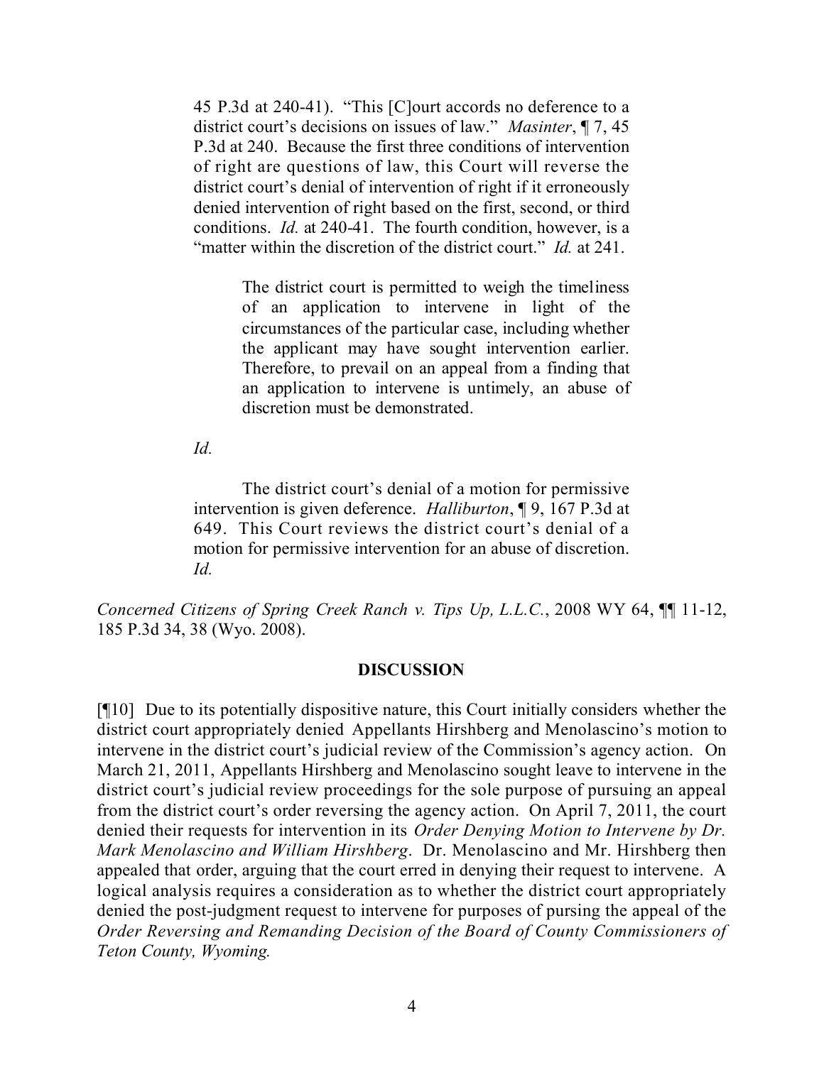45 P.3d at 240-41). "This [C]ourt accords no deference to a district court's decisions on issues of law." *Masinter*, ¶ 7, 45 P.3d at 240. Because the first three conditions of intervention of right are questions of law, this Court will reverse the district court's denial of intervention of right if it erroneously denied intervention of right based on the first, second, or third conditions. *Id.* at 240-41. The fourth condition, however, is a "matter within the discretion of the district court." *Id.* at 241.

> The district court is permitted to weigh the timeliness of an application to intervene in light of the circumstances of the particular case, including whether the applicant may have sought intervention earlier. Therefore, to prevail on an appeal from a finding that an application to intervene is untimely, an abuse of discretion must be demonstrated.

*Id.*

The district court's denial of a motion for permissive intervention is given deference. *Halliburton*, ¶ 9, 167 P.3d at 649. This Court reviews the district court's denial of a motion for permissive intervention for an abuse of discretion. *Id.*

*Concerned Citizens of Spring Creek Ranch v. Tips Up, L.L.C.*, 2008 WY 64, ¶¶ 11-12, 185 P.3d 34, 38 (Wyo. 2008).

## DISCUSSION

[¶10] Due to its potentially dispositive nature, this Court initially considers whether the district court appropriately denied Appellants Hirshberg and Menolascino's motion to intervene in the district court's judicial review of the Commission's agency action. On March 21, 2011, Appellants Hirshberg and Menolascino sought leave to intervene in the district court's judicial review proceedings for the sole purpose of pursuing an appeal from the district court's order reversing the agency action. On April 7, 2011, the court denied their requests for intervention in its *Order Denying Motion to Intervene by Dr. Mark Menolascino and William Hirshberg*. Dr. Menolascino and Mr. Hirshberg then appealed that order, arguing that the court erred in denying their request to intervene. A logical analysis requires a consideration as to whether the district court appropriately denied the post-judgment request to intervene for purposes of pursing the appeal of the *Order Reversing and Remanding Decision of the Board of County Commissioners of Teton County, Wyoming.*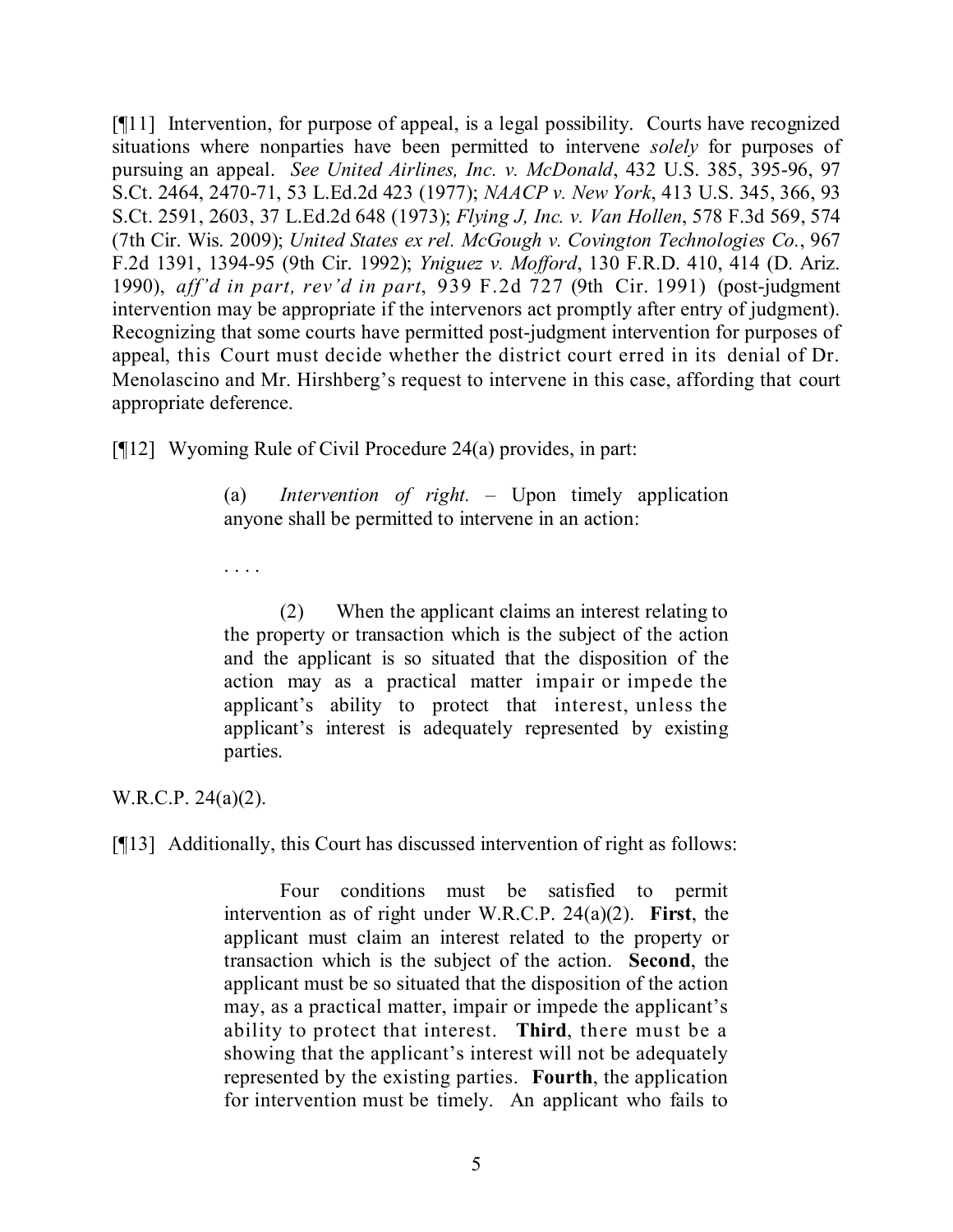[¶11] Intervention, for purpose of appeal, is a legal possibility. Courts have recognized situations where nonparties have been permitted to intervene *solely* for purposes of pursuing an appeal. *See United Airlines, Inc. v. McDonald*, 432 U.S. 385, 395-96, 97 S.Ct. 2464, 2470-71, 53 L.Ed.2d 423 (1977); *NAACP v. New York*, 413 U.S. 345, 366, 93 S.Ct. 2591, 2603, 37 L.Ed.2d 648 (1973); *Flying J, Inc. v. Van Hollen*, 578 F.3d 569, 574 (7th Cir. Wis. 2009); *United States ex rel. McGough v. Covington Technologies Co.*, 967 F.2d 1391, 1394-95 (9th Cir. 1992); *Yniguez v. Mofford*, 130 F.R.D. 410, 414 (D. Ariz. 1990), *aff'd in part, rev'd in part*, 939 F.2d 727 (9th Cir. 1991) (post-judgment intervention may be appropriate if the intervenors act promptly after entry of judgment). Recognizing that some courts have permitted post-judgment intervention for purposes of appeal, this Court must decide whether the district court erred in its denial of Dr. Menolascino and Mr. Hirshberg's request to intervene in this case, affording that court appropriate deference.

[¶12] Wyoming Rule of Civil Procedure 24(a) provides, in part:

> (a) *Intervention of right.* – Upon timely application anyone shall be permitted to intervene in an action:
>
> . . . .
>
> (2) When the applicant claims an interest relating to the property or transaction which is the subject of the action and the applicant is so situated that the disposition of the action may as a practical matter impair or impede the applicant's ability to protect that interest, unless the applicant's interest is adequately represented by existing parties.

W.R.C.P. 24(a)(2).

[¶13] Additionally, this Court has discussed intervention of right as follows:

> Four conditions must be satisfied to permit intervention as of right under W.R.C.P. 24(a)(2). **First**, the applicant must claim an interest related to the property or transaction which is the subject of the action. **Second**, the applicant must be so situated that the disposition of the action may, as a practical matter, impair or impede the applicant's ability to protect that interest. **Third**, there must be a showing that the applicant's interest will not be adequately represented by the existing parties. **Fourth**, the application for intervention must be timely. An applicant who fails to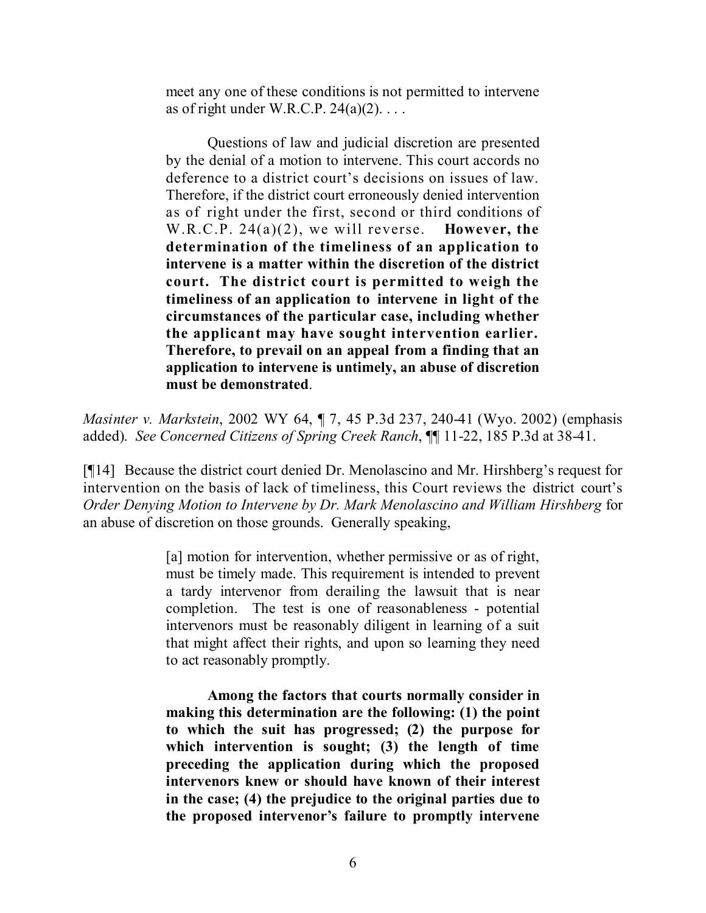> meet any one of these conditions is not permitted to intervene as of right under W.R.C.P. 24(a)(2). . . .
>
> Questions of law and judicial discretion are presented by the denial of a motion to intervene. This court accords no deference to a district court's decisions on issues of law. Therefore, if the district court erroneously denied intervention as of right under the first, second or third conditions of W.R.C.P. 24(a)(2), we will reverse. **However, the determination of the timeliness of an application to intervene is a matter within the discretion of the district court. The district court is permitted to weigh the timeliness of an application to intervene in light of the circumstances of the particular case, including whether the applicant may have sought intervention earlier. Therefore, to prevail on an appeal from a finding that an application to intervene is untimely, an abuse of discretion must be demonstrated**.

*Masinter v. Markstein*, 2002 WY 64, ¶ 7, 45 P.3d 237, 240-41 (Wyo. 2002) (emphasis added). *See Concerned Citizens of Spring Creek Ranch*, ¶¶ 11-22, 185 P.3d at 38-41.

[¶14] Because the district court denied Dr. Menolascino and Mr. Hirshberg's request for intervention on the basis of lack of timeliness, this Court reviews the district court's *Order Denying Motion to Intervene by Dr. Mark Menolascino and William Hirshberg* for an abuse of discretion on those grounds. Generally speaking,

> [a] motion for intervention, whether permissive or as of right, must be timely made. This requirement is intended to prevent a tardy intervenor from derailing the lawsuit that is near completion. The test is one of reasonableness - potential intervenors must be reasonably diligent in learning of a suit that might affect their rights, and upon so learning they need to act reasonably promptly.
>
> **Among the factors that courts normally consider in making this determination are the following: (1) the point to which the suit has progressed; (2) the purpose for which intervention is sought; (3) the length of time preceding the application during which the proposed intervenors knew or should have known of their interest in the case; (4) the prejudice to the original parties due to the proposed intervenor's failure to promptly intervene**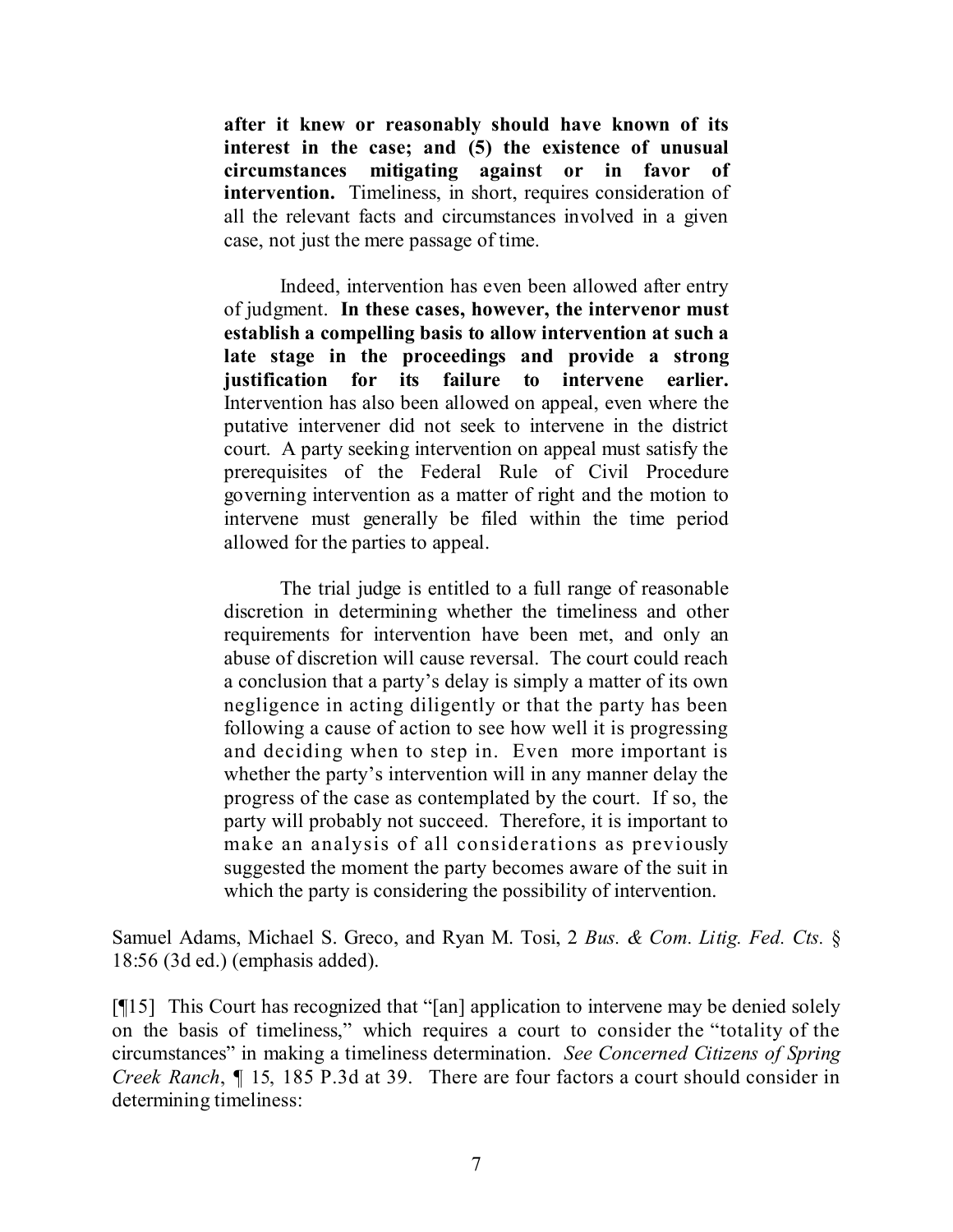> **after it knew or reasonably should have known of its interest in the case; and (5) the existence of unusual circumstances mitigating against or in favor of intervention.** Timeliness, in short, requires consideration of all the relevant facts and circumstances involved in a given case, not just the mere passage of time.
>
> Indeed, intervention has even been allowed after entry of judgment. **In these cases, however, the intervenor must establish a compelling basis to allow intervention at such a late stage in the proceedings and provide a strong justification for its failure to intervene earlier.** Intervention has also been allowed on appeal, even where the putative intervener did not seek to intervene in the district court. A party seeking intervention on appeal must satisfy the prerequisites of the Federal Rule of Civil Procedure governing intervention as a matter of right and the motion to intervene must generally be filed within the time period allowed for the parties to appeal.
>
> The trial judge is entitled to a full range of reasonable discretion in determining whether the timeliness and other requirements for intervention have been met, and only an abuse of discretion will cause reversal. The court could reach a conclusion that a party's delay is simply a matter of its own negligence in acting diligently or that the party has been following a cause of action to see how well it is progressing and deciding when to step in. Even more important is whether the party's intervention will in any manner delay the progress of the case as contemplated by the court. If so, the party will probably not succeed. Therefore, it is important to make an analysis of all considerations as previously suggested the moment the party becomes aware of the suit in which the party is considering the possibility of intervention.

Samuel Adams, Michael S. Greco, and Ryan M. Tosi, 2 *Bus. & Com. Litig. Fed. Cts.* § 18:56 (3d ed.) (emphasis added).

[¶15] This Court has recognized that "[an] application to intervene may be denied solely on the basis of timeliness," which requires a court to consider the "totality of the circumstances" in making a timeliness determination. *See Concerned Citizens of Spring Creek Ranch*, ¶ 15, 185 P.3d at 39. There are four factors a court should consider in determining timeliness: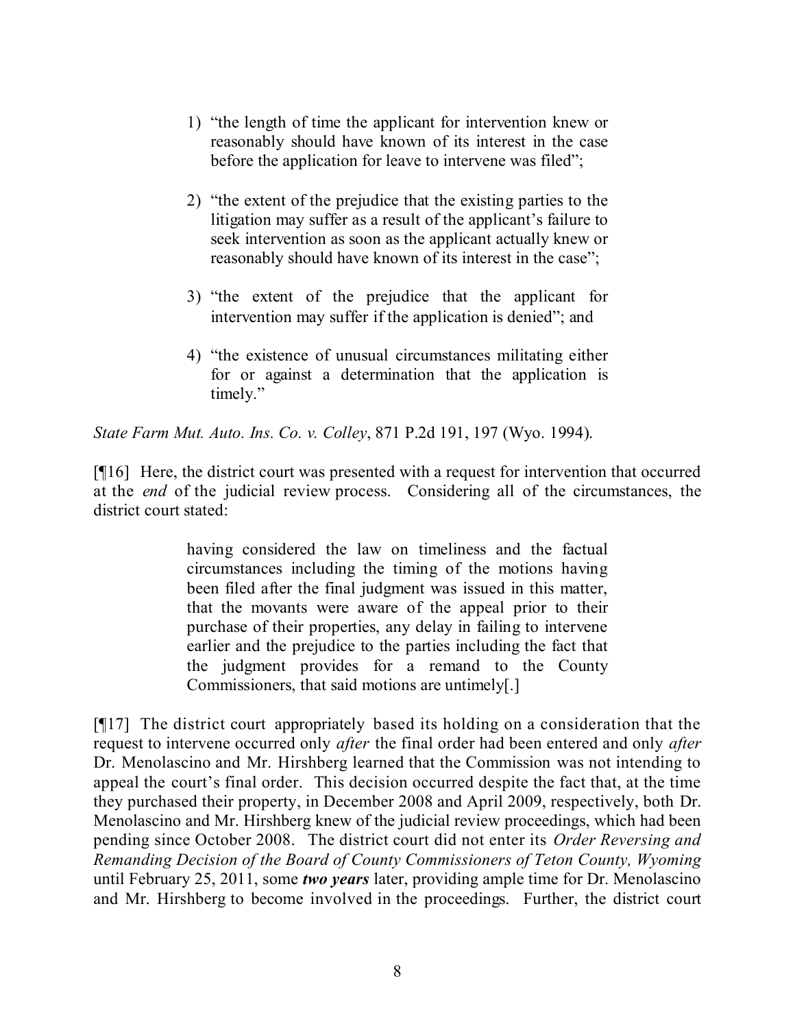1) "the length of time the applicant for intervention knew or reasonably should have known of its interest in the case before the application for leave to intervene was filed";

2) "the extent of the prejudice that the existing parties to the litigation may suffer as a result of the applicant's failure to seek intervention as soon as the applicant actually knew or reasonably should have known of its interest in the case";

3) "the extent of the prejudice that the applicant for intervention may suffer if the application is denied"; and

4) "the existence of unusual circumstances militating either for or against a determination that the application is timely."

*State Farm Mut. Auto. Ins. Co. v. Colley*, 871 P.2d 191, 197 (Wyo. 1994).

[¶16] Here, the district court was presented with a request for intervention that occurred at the *end* of the judicial review process. Considering all of the circumstances, the district court stated:

> having considered the law on timeliness and the factual circumstances including the timing of the motions having been filed after the final judgment was issued in this matter, that the movants were aware of the appeal prior to their purchase of their properties, any delay in failing to intervene earlier and the prejudice to the parties including the fact that the judgment provides for a remand to the County Commissioners, that said motions are untimely[.]

[¶17] The district court appropriately based its holding on a consideration that the request to intervene occurred only *after* the final order had been entered and only *after* Dr. Menolascino and Mr. Hirshberg learned that the Commission was not intending to appeal the court's final order. This decision occurred despite the fact that, at the time they purchased their property, in December 2008 and April 2009, respectively, both Dr. Menolascino and Mr. Hirshberg knew of the judicial review proceedings, which had been pending since October 2008. The district court did not enter its *Order Reversing and Remanding Decision of the Board of County Commissioners of Teton County, Wyoming* until February 25, 2011, some ***two years*** later, providing ample time for Dr. Menolascino and Mr. Hirshberg to become involved in the proceedings. Further, the district court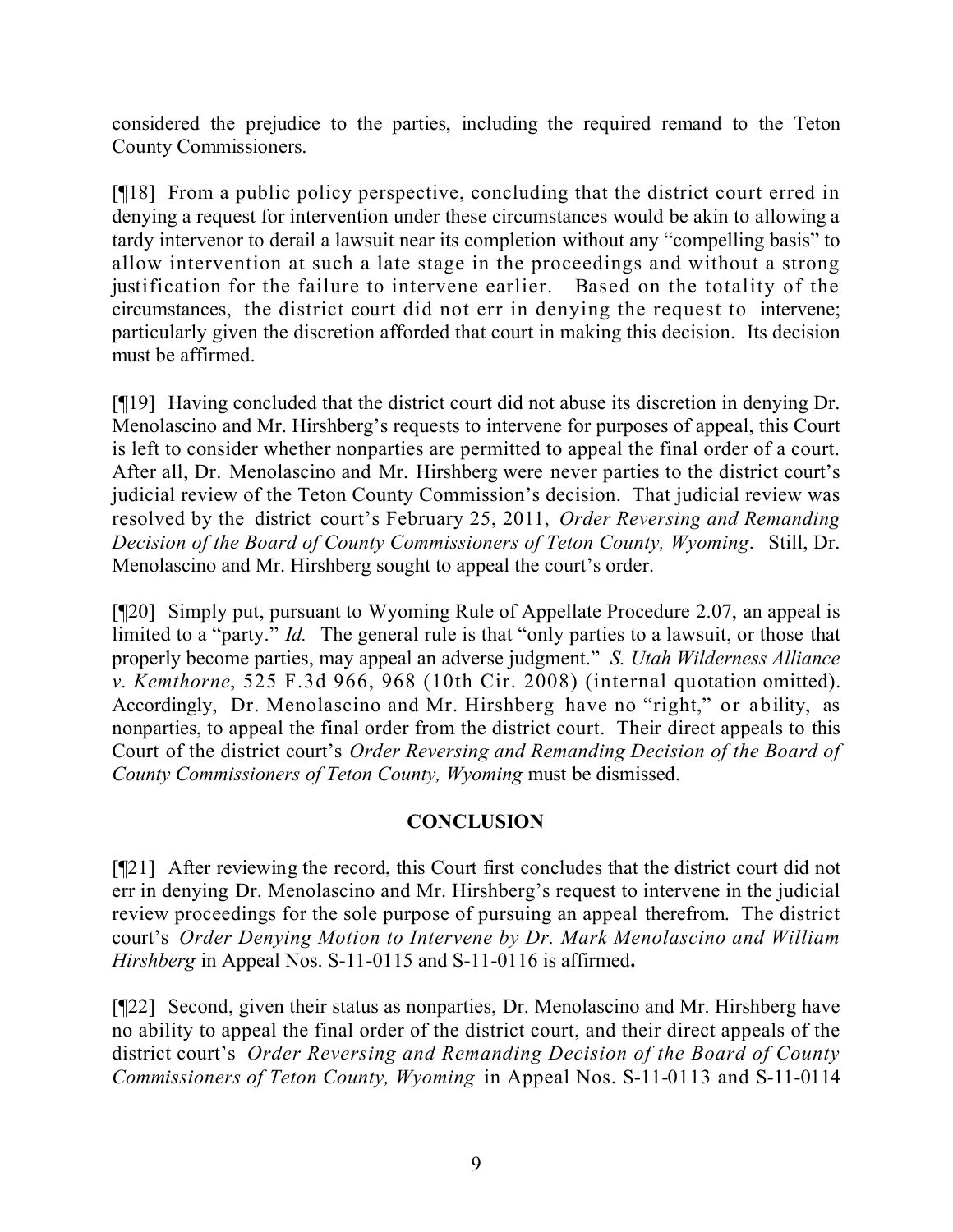considered the prejudice to the parties, including the required remand to the Teton County Commissioners.

[¶18] From a public policy perspective, concluding that the district court erred in denying a request for intervention under these circumstances would be akin to allowing a tardy intervenor to derail a lawsuit near its completion without any "compelling basis" to allow intervention at such a late stage in the proceedings and without a strong justification for the failure to intervene earlier. Based on the totality of the circumstances, the district court did not err in denying the request to intervene; particularly given the discretion afforded that court in making this decision. Its decision must be affirmed.

[¶19] Having concluded that the district court did not abuse its discretion in denying Dr. Menolascino and Mr. Hirshberg's requests to intervene for purposes of appeal, this Court is left to consider whether nonparties are permitted to appeal the final order of a court. After all, Dr. Menolascino and Mr. Hirshberg were never parties to the district court's judicial review of the Teton County Commission's decision. That judicial review was resolved by the district court's February 25, 2011, *Order Reversing and Remanding Decision of the Board of County Commissioners of Teton County, Wyoming*. Still, Dr. Menolascino and Mr. Hirshberg sought to appeal the court's order.

[¶20] Simply put, pursuant to Wyoming Rule of Appellate Procedure 2.07, an appeal is limited to a "party." *Id.* The general rule is that "only parties to a lawsuit, or those that properly become parties, may appeal an adverse judgment." *S. Utah Wilderness Alliance v. Kemthorne*, 525 F.3d 966, 968 (10th Cir. 2008) (internal quotation omitted). Accordingly, Dr. Menolascino and Mr. Hirshberg have no "right," or ability, as nonparties, to appeal the final order from the district court. Their direct appeals to this Court of the district court's *Order Reversing and Remanding Decision of the Board of County Commissioners of Teton County, Wyoming* must be dismissed.

## CONCLUSION

[¶21] After reviewing the record, this Court first concludes that the district court did not err in denying Dr. Menolascino and Mr. Hirshberg's request to intervene in the judicial review proceedings for the sole purpose of pursuing an appeal therefrom. The district court's *Order Denying Motion to Intervene by Dr. Mark Menolascino and William Hirshberg* in Appeal Nos. S-11-0115 and S-11-0116 is affirmed**.**

[¶22] Second, given their status as nonparties, Dr. Menolascino and Mr. Hirshberg have no ability to appeal the final order of the district court, and their direct appeals of the district court's *Order Reversing and Remanding Decision of the Board of County Commissioners of Teton County, Wyoming* in Appeal Nos. S-11-0113 and S-11-0114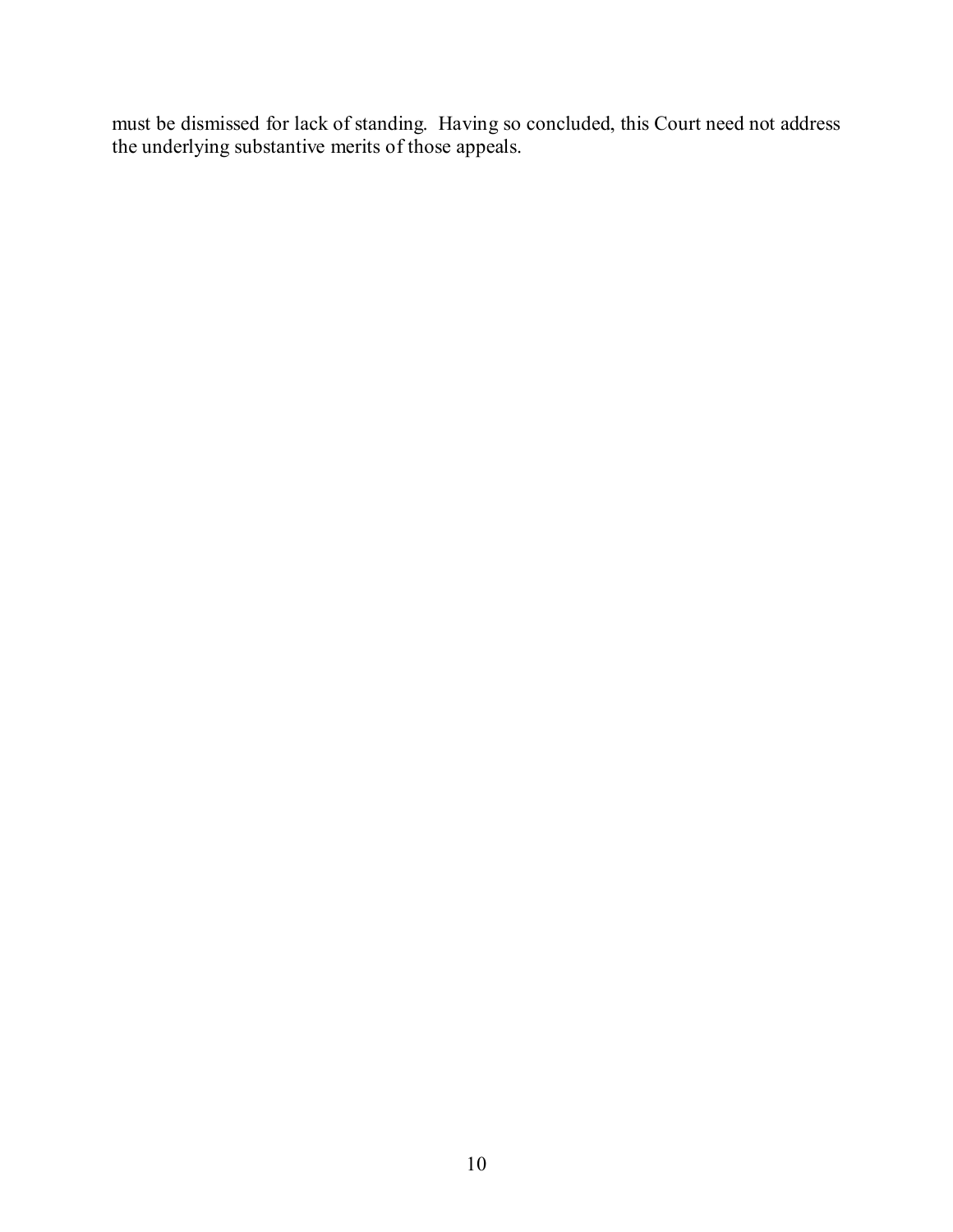must be dismissed for lack of standing. Having so concluded, this Court need not address the underlying substantive merits of those appeals.